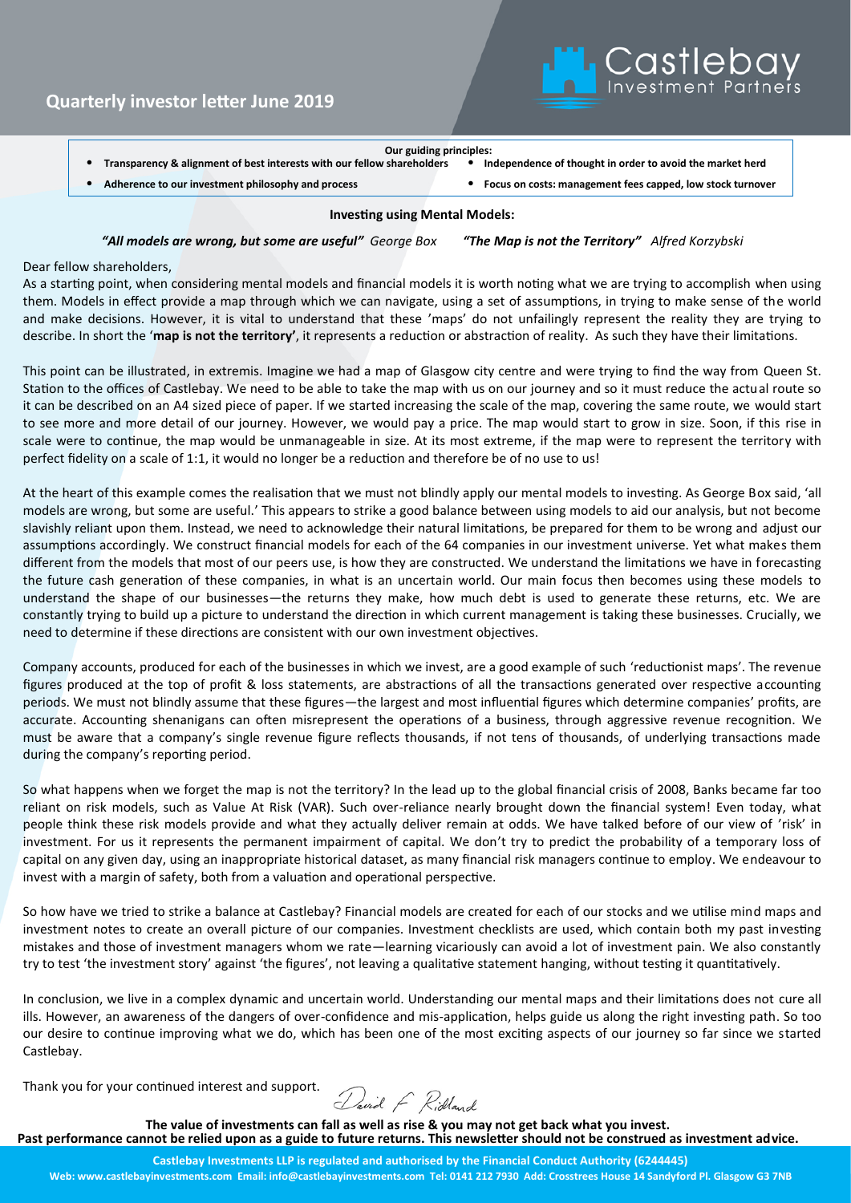# Quarterly investor letter June 2019

Castlebay Investment Partners

**Our guiding principles:**

- **Transparency & alignment of best interests with our fellow shareholders**
- **Independence of thought in order to avoid the market herd**
- **Adherence to our investment philosophy and process**
- **Focus on costs: management fees capped, low stock turnover**

## Investing using Mental Models:

***"All models are wrong, but some are useful"*** *George Box* ***"The Map is not the Territory"*** *Alfred Korzybski*

Dear fellow shareholders,

As a starting point, when considering mental models and financial models it is worth noting what we are trying to accomplish when using them. Models in effect provide a map through which we can navigate, using a set of assumptions, in trying to make sense of the world and make decisions. However, it is vital to understand that these 'maps' do not unfailingly represent the reality they are trying to describe. In short the '**map is not the territory'**, it represents a reduction or abstraction of reality. As such they have their limitations.

This point can be illustrated, in extremis. Imagine we had a map of Glasgow city centre and were trying to find the way from Queen St. Station to the offices of Castlebay. We need to be able to take the map with us on our journey and so it must reduce the actual route so it can be described on an A4 sized piece of paper. If we started increasing the scale of the map, covering the same route, we would start to see more and more detail of our journey. However, we would pay a price. The map would start to grow in size. Soon, if this rise in scale were to continue, the map would be unmanageable in size. At its most extreme, if the map were to represent the territory with perfect fidelity on a scale of 1:1, it would no longer be a reduction and therefore be of no use to us!

At the heart of this example comes the realisation that we must not blindly apply our mental models to investing. As George Box said, 'all models are wrong, but some are useful.' This appears to strike a good balance between using models to aid our analysis, but not become slavishly reliant upon them. Instead, we need to acknowledge their natural limitations, be prepared for them to be wrong and adjust our assumptions accordingly. We construct financial models for each of the 64 companies in our investment universe. Yet what makes them different from the models that most of our peers use, is how they are constructed. We understand the limitations we have in forecasting the future cash generation of these companies, in what is an uncertain world. Our main focus then becomes using these models to understand the shape of our businesses—the returns they make, how much debt is used to generate these returns, etc. We are constantly trying to build up a picture to understand the direction in which current management is taking these businesses. Crucially, we need to determine if these directions are consistent with our own investment objectives.

Company accounts, produced for each of the businesses in which we invest, are a good example of such 'reductionist maps'. The revenue figures produced at the top of profit & loss statements, are abstractions of all the transactions generated over respective accounting periods. We must not blindly assume that these figures—the largest and most influential figures which determine companies' profits, are accurate. Accounting shenanigans can often misrepresent the operations of a business, through aggressive revenue recognition. We must be aware that a company's single revenue figure reflects thousands, if not tens of thousands, of underlying transactions made during the company's reporting period.

So what happens when we forget the map is not the territory? In the lead up to the global financial crisis of 2008, Banks became far too reliant on risk models, such as Value At Risk (VAR). Such over-reliance nearly brought down the financial system! Even today, what people think these risk models provide and what they actually deliver remain at odds. We have talked before of our view of 'risk' in investment. For us it represents the permanent impairment of capital. We don't try to predict the probability of a temporary loss of capital on any given day, using an inappropriate historical dataset, as many financial risk managers continue to employ. We endeavour to invest with a margin of safety, both from a valuation and operational perspective.

So how have we tried to strike a balance at Castlebay? Financial models are created for each of our stocks and we utilise mind maps and investment notes to create an overall picture of our companies. Investment checklists are used, which contain both my past investing mistakes and those of investment managers whom we rate—learning vicariously can avoid a lot of investment pain. We also constantly try to test 'the investment story' against 'the figures', not leaving a qualitative statement hanging, without testing it quantitatively.

In conclusion, we live in a complex dynamic and uncertain world. Understanding our mental maps and their limitations does not cure all ills. However, an awareness of the dangers of over-confidence and mis-application, helps guide us along the right investing path. So too our desire to continue improving what we do, which has been one of the most exciting aspects of our journey so far since we started Castlebay.

Thank you for your continued interest and support.

David F Ridland

**The value of investments can fall as well as rise & you may not get back what you invest.**
**Past performance cannot be relied upon as a guide to future returns. This newsletter should not be construed as investment advice.**

**Castlebay Investments LLP is regulated and authorised by the Financial Conduct Authority (6244445)**
**Web: www.castlebayinvestments.com Email: info@castlebayinvestments.com Tel: 0141 212 7930 Add: Crosstrees House 14 Sandyford Pl. Glasgow G3 7NB**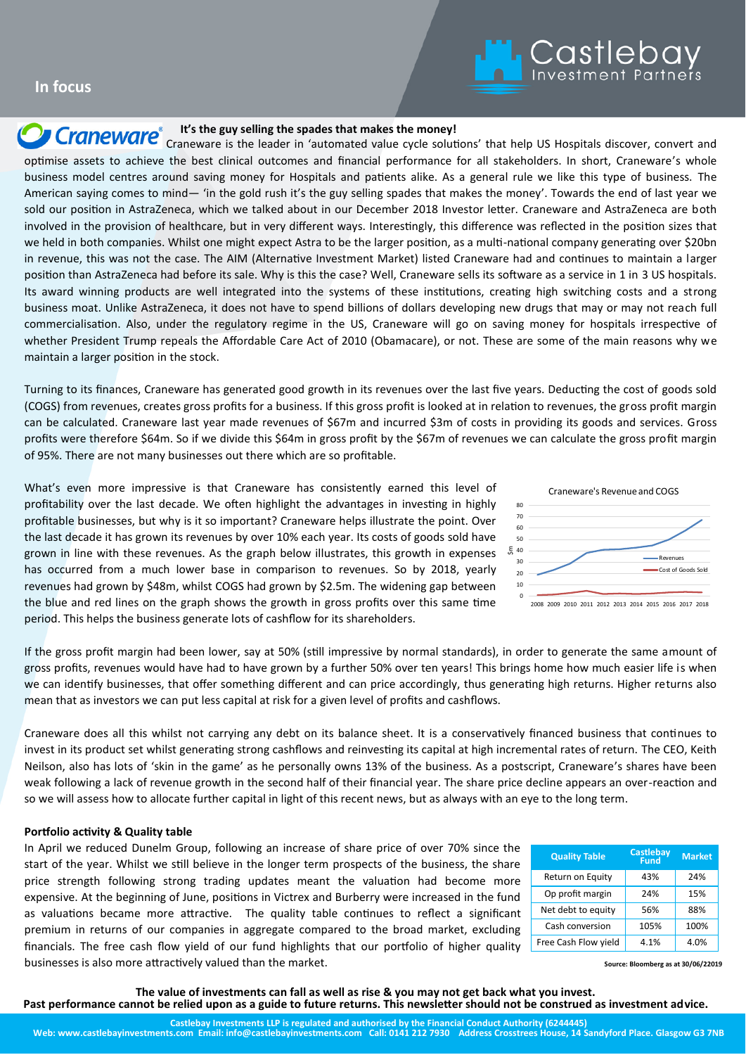## In focus

### Craneware

**It's the guy selling the spades that makes the money!**

Craneware is the leader in 'automated value cycle solutions' that help US Hospitals discover, convert and optimise assets to achieve the best clinical outcomes and financial performance for all stakeholders. In short, Craneware's whole business model centres around saving money for Hospitals and patients alike. As a general rule we like this type of business. The American saying comes to mind— 'in the gold rush it's the guy selling spades that makes the money'. Towards the end of last year we sold our position in AstraZeneca, which we talked about in our December 2018 Investor letter. Craneware and AstraZeneca are both involved in the provision of healthcare, but in very different ways. Interestingly, this difference was reflected in the position sizes that we held in both companies. Whilst one might expect Astra to be the larger position, as a multi-national company generating over $20bn in revenue, this was not the case. The AIM (Alternative Investment Market) listed Craneware had and continues to maintain a larger position than AstraZeneca had before its sale. Why is this the case? Well, Craneware sells its software as a service in 1 in 3 US hospitals. Its award winning products are well integrated into the systems of these institutions, creating high switching costs and a strong business moat. Unlike AstraZeneca, it does not have to spend billions of dollars developing new drugs that may or may not reach full commercialisation. Also, under the regulatory regime in the US, Craneware will go on saving money for hospitals irrespective of whether President Trump repeals the Affordable Care Act of 2010 (Obamacare), or not. These are some of the main reasons why we maintain a larger position in the stock.

Turning to its finances, Craneware has generated good growth in its revenues over the last five years. Deducting the cost of goods sold (COGS) from revenues, creates gross profits for a business. If this gross profit is looked at in relation to revenues, the gross profit margin can be calculated. Craneware last year made revenues of $67m and incurred $3m of costs in providing its goods and services. Gross profits were therefore $64m. So if we divide this $64m in gross profit by the $67m of revenues we can calculate the gross profit margin of 95%. There are not many businesses out there which are so profitable.

What's even more impressive is that Craneware has consistently earned this level of profitability over the last decade. We often highlight the advantages in investing in highly profitable businesses, but why is it so important? Craneware helps illustrate the point. Over the last decade it has grown its revenues by over 10% each year. Its costs of goods sold have grown in line with these revenues. As the graph below illustrates, this growth in expenses has occurred from a much lower base in comparison to revenues. So by 2018, yearly revenues had grown by $48m, whilst COGS had grown by $2.5m. The widening gap between the blue and red lines on the graph shows the growth in gross profits over this same time period. This helps the business generate lots of cashflow for its shareholders.

Craneware's Revenue and COGS

$m

80
70
60
50
40
30
20
10
0

2008 2009 2010 2011 2012 2013 2014 2015 2016 2017 2018

Revenues
Cost of Goods Sold

If the gross profit margin had been lower, say at 50% (still impressive by normal standards), in order to generate the same amount of gross profits, revenues would have had to have grown by a further 50% over ten years! This brings home how much easier life is when we can identify businesses, that offer something different and can price accordingly, thus generating high returns. Higher returns also mean that as investors we can put less capital at risk for a given level of profits and cashflows.

Craneware does all this whilst not carrying any debt on its balance sheet. It is a conservatively financed business that continues to invest in its product set whilst generating strong cashflows and reinvesting its capital at high incremental rates of return. The CEO, Keith Neilson, also has lots of 'skin in the game' as he personally owns 13% of the business. As a postscript, Craneware's shares have been weak following a lack of revenue growth in the second half of their financial year. The share price decline appears an over-reaction and so we will assess how to allocate further capital in light of this recent news, but as always with an eye to the long term.

**Portfolio activity & Quality table**

In April we reduced Dunelm Group, following an increase of share price of over 70% since the start of the year. Whilst we still believe in the longer term prospects of the business, the share price strength following strong trading updates meant the valuation had become more expensive. At the beginning of June, positions in Victrex and Burberry were increased in the fund as valuations became more attractive. The quality table continues to reflect a significant premium in returns of our companies in aggregate compared to the broad market, excluding financials. The free cash flow yield of our fund highlights that our portfolio of higher quality businesses is also more attractively valued than the market.

| Quality Table | Castlebay Fund | Market |
|---|---|---|
| Return on Equity | 43% | 24% |
| Op profit margin | 24% | 15% |
| Net debt to equity | 56% | 88% |
| Cash conversion | 105% | 100% |
| Free Cash Flow yield | 4.1% | 4.0% |

Source: Bloomberg as at 30/06/22019

**The value of investments can fall as well as rise & you may not get back what you invest.**
**Past performance cannot be relied upon as a guide to future returns. This newsletter should not be construed as investment advice.**

Castlebay Investments LLP is regulated and authorised by the Financial Conduct Authority (6244445)
Web: www.castlebayinvestments.com Email: info@castlebayinvestments.com Call: 0141 212 7930 Address Crosstrees House, 14 Sandyford Place. Glasgow G3 7NB